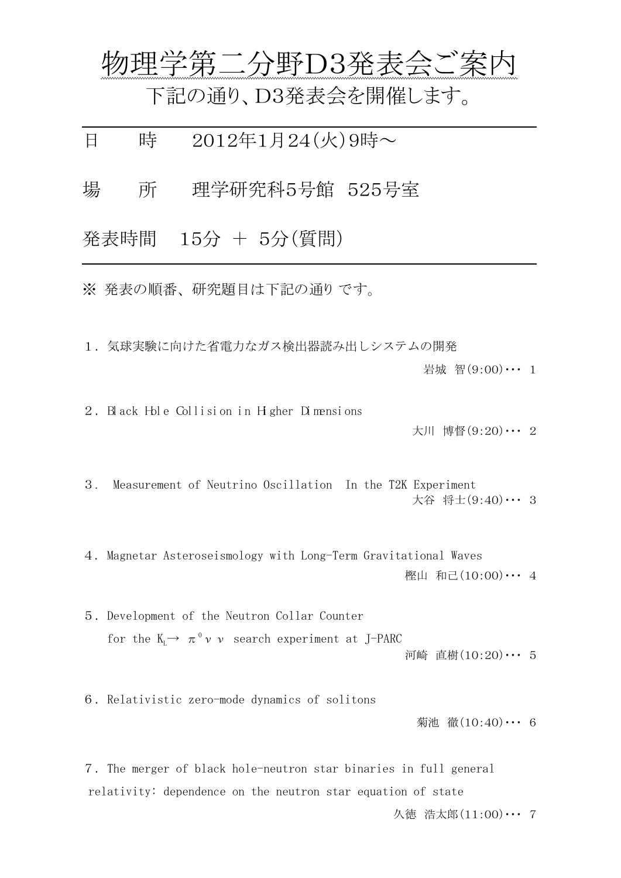# 物理学第二分野D3発表会ご案内

下記の通り、D3発表会を開催します。

---

日　　時　　2012年1月24(火)9時～

場　　所　　理学研究科5号館　525号室

発表時間　15分 ＋ 5分(質問)

---

※ 発表の順番、研究題目は下記の通り です。

１．気球実験に向けた省電力なガス検出器読み出しシステムの開発

岩城 智(9:00)･･･ 1

２．Black Hole Collision in Higher Dimensions

大川 博督(9:20)･･･ 2

３． Measurement of Neutrino Oscillation In the T2K Experiment

大谷 将士(9:40)･･･ 3

４．Magnetar Asteroseismology with Long-Term Gravitational Waves

樫山 和己(10:00)･･･ 4

５．Development of the Neutron Collar Counter
for the $K_L \rightarrow \pi^0 \nu \nu$ search experiment at J-PARC

河崎 直樹(10:20)･･･ 5

６．Relativistic zero-mode dynamics of solitons

菊池 徹(10:40)･･･ 6

７．The merger of black hole-neutron star binaries in full general relativity: dependence on the neutron star equation of state

久徳 浩太郎(11:00)･･･ 7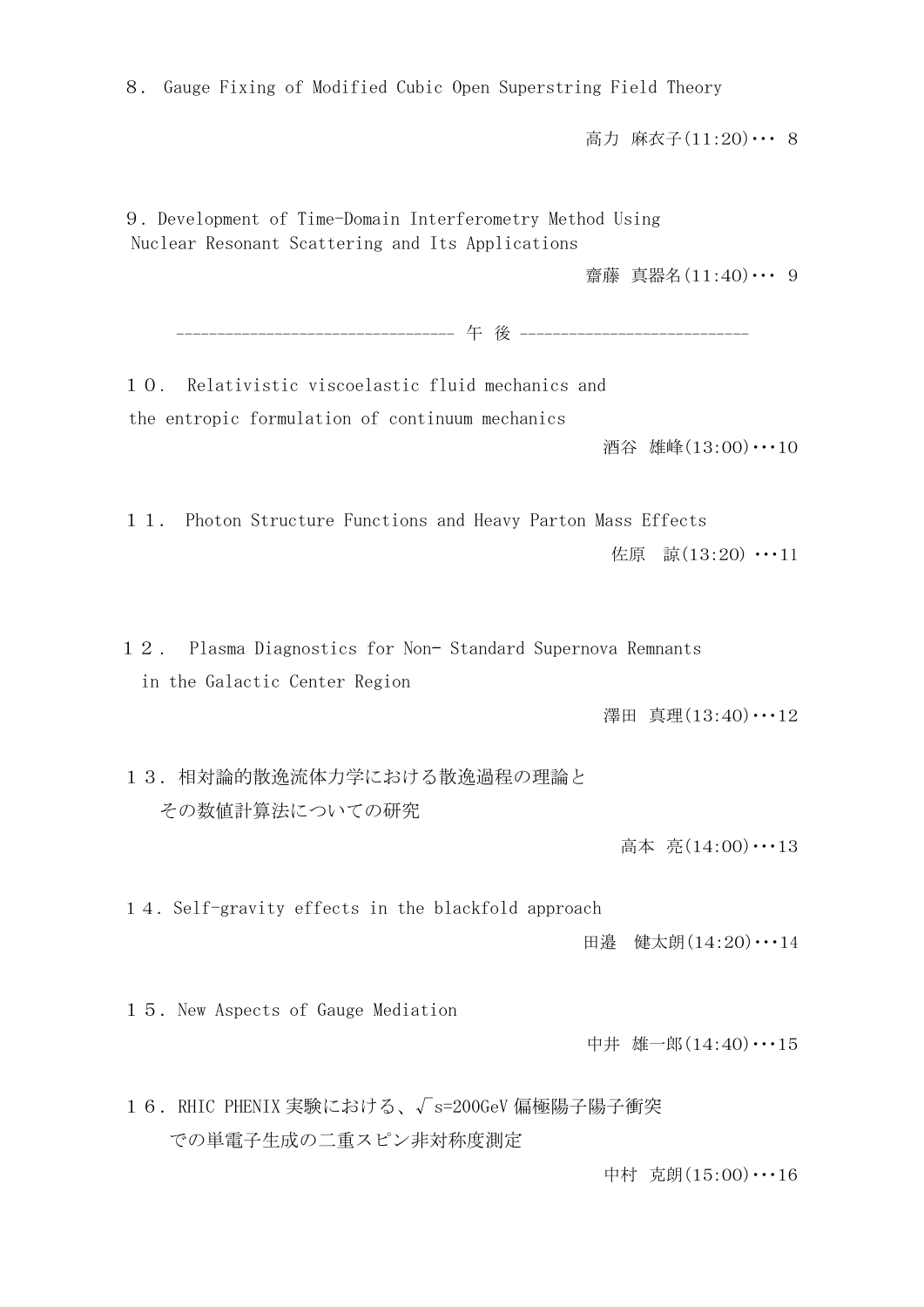８. Gauge Fixing of Modified Cubic Open Superstring Field Theory

高力 麻衣子(11:20)･･･ 8

９. Development of Time-Domain Interferometry Method Using Nuclear Resonant Scattering and Its Applications

齋藤 真器名(11:40)･･･ 9

---------------------------------- 午 後 ----------------------------

１０. Relativistic viscoelastic fluid mechanics and the entropic formulation of continuum mechanics

酒谷 雄峰(13:00)･･･10

１１. Photon Structure Functions and Heavy Parton Mass Effects

佐原　諒(13:20) ･･･11

１２. Plasma Diagnostics for Non- Standard Supernova Remnants in the Galactic Center Region

澤田 真理(13:40)･･･12

１３. 相対論的散逸流体力学における散逸過程の理論とその数値計算法についての研究

高本 亮(14:00)･･･13

１４. Self-gravity effects in the blackfold approach

田邉　健太朗(14:20)･･･14

１５. New Aspects of Gauge Mediation

中井 雄一郎(14:40)･･･15

１６. RHIC PHENIX 実験における、$\sqrt{s}$=200GeV 偏極陽子陽子衝突での単電子生成の二重スピン非対称度測定

中村 克朗(15:00)･･･16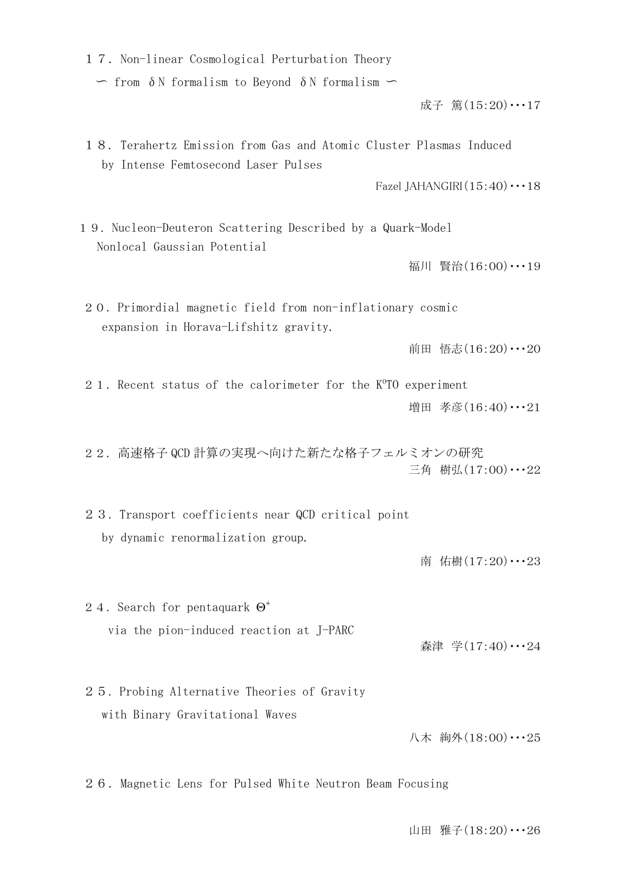１７. Non-linear Cosmological Perturbation Theory

〜 from δN formalism to Beyond δN formalism 〜

成子 篤(15:20)・・・17

１８. Terahertz Emission from Gas and Atomic Cluster Plasmas Induced by Intense Femtosecond Laser Pulses

Fazel JAHANGIRI(15:40)・・・18

１９. Nucleon-Deuteron Scattering Described by a Quark-Model Nonlocal Gaussian Potential

福川 賢治(16:00)・・・19

２０. Primordial magnetic field from non-inflationary cosmic expansion in Horava-Lifshitz gravity.

前田 悟志(16:20)・・・20

２１. Recent status of the calorimeter for the $K^0TO$ experiment

増田 孝彦(16:40)・・・21

２２. 高速格子QCD計算の実現へ向けた新たな格子フェルミオンの研究

三角 樹弘(17:00)・・・22

２３. Transport coefficients near QCD critical point by dynamic renormalization group.

南 佑樹(17:20)・・・23

２４. Search for pentaquark $\Theta^+$ via the pion-induced reaction at J-PARC

森津 学(17:40)・・・24

２５. Probing Alternative Theories of Gravity with Binary Gravitational Waves

八木 絢外(18:00)・・・25

２６. Magnetic Lens for Pulsed White Neutron Beam Focusing

山田 雅子(18:20)・・・26